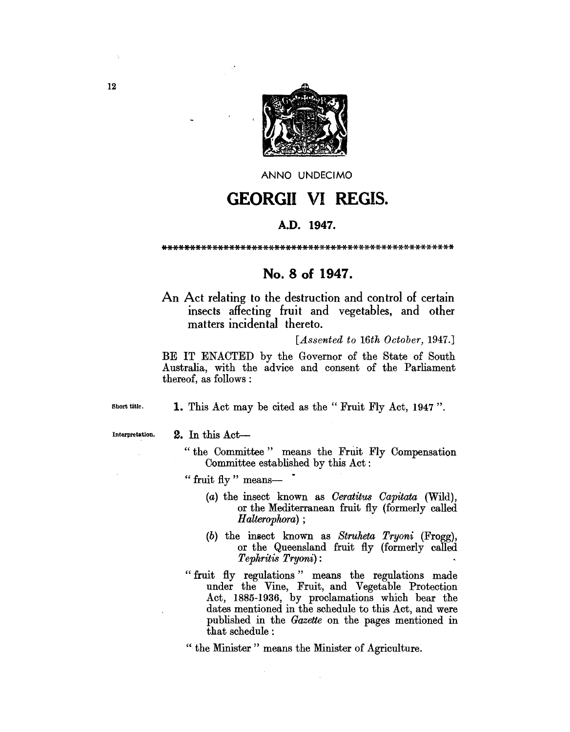ANNO UNDECIMO

# GEORGII VI REGIS.

**A.D. 1947.**

## No. 8 of 1947.

An Act relating to the destruction and control of certain insects affecting fruit and vegetables, and other matters incidental thereto.

[*Assented to 16th October*, 1947.]

BE IT ENACTED by the Governor of the State of South Australia, with the advice and consent of the Parliament thereof, as follows :

Short title.

**1.** This Act may be cited as the " Fruit Fly Act, 1947 ".

Interpretation.

**2.** In this Act—

" the Committee " means the Fruit Fly Compensation Committee established by this Act :

" fruit fly " means—

(*a*) the insect known as *Ceratitus Capitata* (Wild), or the Mediterranean fruit fly (formerly called *Halterophora*) ;

(*b*) the insect known as *Struheta Tryoni* (Frogg), or the Queensland fruit fly (formerly called *Tephritis Tryoni*) :

" fruit fly regulations " means the regulations made under the Vine, Fruit, and Vegetable Protection Act, 1885-1936, by proclamations which bear the dates mentioned in the schedule to this Act, and were published in the *Gazette* on the pages mentioned in that schedule :

" the Minister " means the Minister of Agriculture.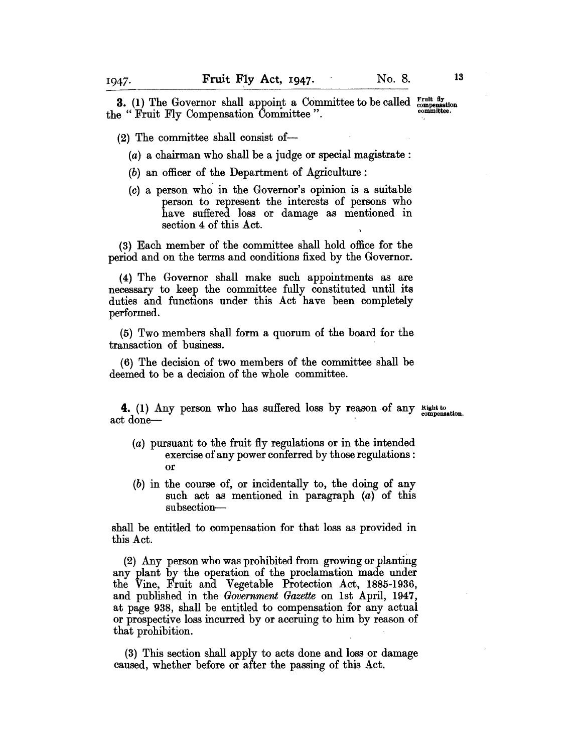**3.** (1) The Governor shall appoint a Committee to be called the "Fruit Fly Compensation Committee".

*Fruit fly compensation committee.*

(2) The committee shall consist of—

(*a*) a chairman who shall be a judge or special magistrate:

(*b*) an officer of the Department of Agriculture:

(*c*) a person who in the Governor's opinion is a suitable person to represent the interests of persons who have suffered loss or damage as mentioned in section 4 of this Act.

(3) Each member of the committee shall hold office for the period and on the terms and conditions fixed by the Governor.

(4) The Governor shall make such appointments as are necessary to keep the committee fully constituted until its duties and functions under this Act have been completely performed.

(5) Two members shall form a quorum of the board for the transaction of business.

(6) The decision of two members of the committee shall be deemed to be a decision of the whole committee.

**4.** (1) Any person who has suffered loss by reason of any act done—

*Right to compensation.*

(*a*) pursuant to the fruit fly regulations or in the intended exercise of any power conferred by those regulations: or

(*b*) in the course of, or incidentally to, the doing of any such act as mentioned in paragraph (*a*) of this subsection—

shall be entitled to compensation for that loss as provided in this Act.

(2) Any person who was prohibited from growing or planting any plant by the operation of the proclamation made under the Vine, Fruit and Vegetable Protection Act, 1885-1936, and published in the *Government Gazette* on 1st April, 1947, at page 938, shall be entitled to compensation for any actual or prospective loss incurred by or accruing to him by reason of that prohibition.

(3) This section shall apply to acts done and loss or damage caused, whether before or after the passing of this Act.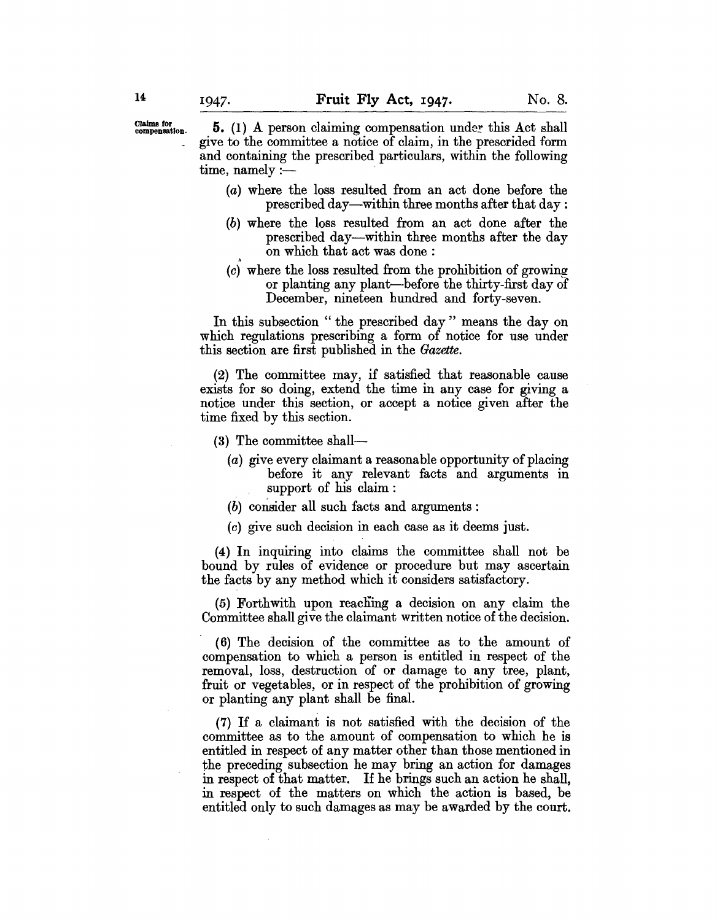**Claims for compensation.**

**5.** (1) A person claiming compensation under this Act shall give to the committee a notice of claim, in the prescrided form and containing the prescribed particulars, within the following time, namely:—

(*a*) where the loss resulted from an act done before the prescribed day—within three months after that day:

(*b*) where the loss resulted from an act done after the prescribed day—within three months after the day on which that act was done:

(*c*) where the loss resulted from the prohibition of growing or planting any plant—before the thirty-first day of December, nineteen hundred and forty-seven.

In this subsection "the prescribed day" means the day on which regulations prescribing a form of notice for use under this section are first published in the *Gazette*.

(2) The committee may, if satisfied that reasonable cause exists for so doing, extend the time in any case for giving a notice under this section, or accept a notice given after the time fixed by this section.

(3) The committee shall—

(*a*) give every claimant a reasonable opportunity of placing before it any relevant facts and arguments in support of his claim:

(*b*) consider all such facts and arguments:

(*c*) give such decision in each case as it deems just.

(4) In inquiring into claims the committee shall not be bound by rules of evidence or procedure but may ascertain the facts by any method which it considers satisfactory.

(5) Forthwith upon reaching a decision on any claim the Committee shall give the claimant written notice of the decision.

(6) The decision of the committee as to the amount of compensation to which a person is entitled in respect of the removal, loss, destruction of or damage to any tree, plant, fruit or vegetables, or in respect of the prohibition of growing or planting any plant shall be final.

(7) If a claimant is not satisfied with the decision of the committee as to the amount of compensation to which he is entitled in respect of any matter other than those mentioned in the preceding subsection he may bring an action for damages in respect of that matter. If he brings such an action he shall, in respect of the matters on which the action is based, be entitled only to such damages as may be awarded by the court.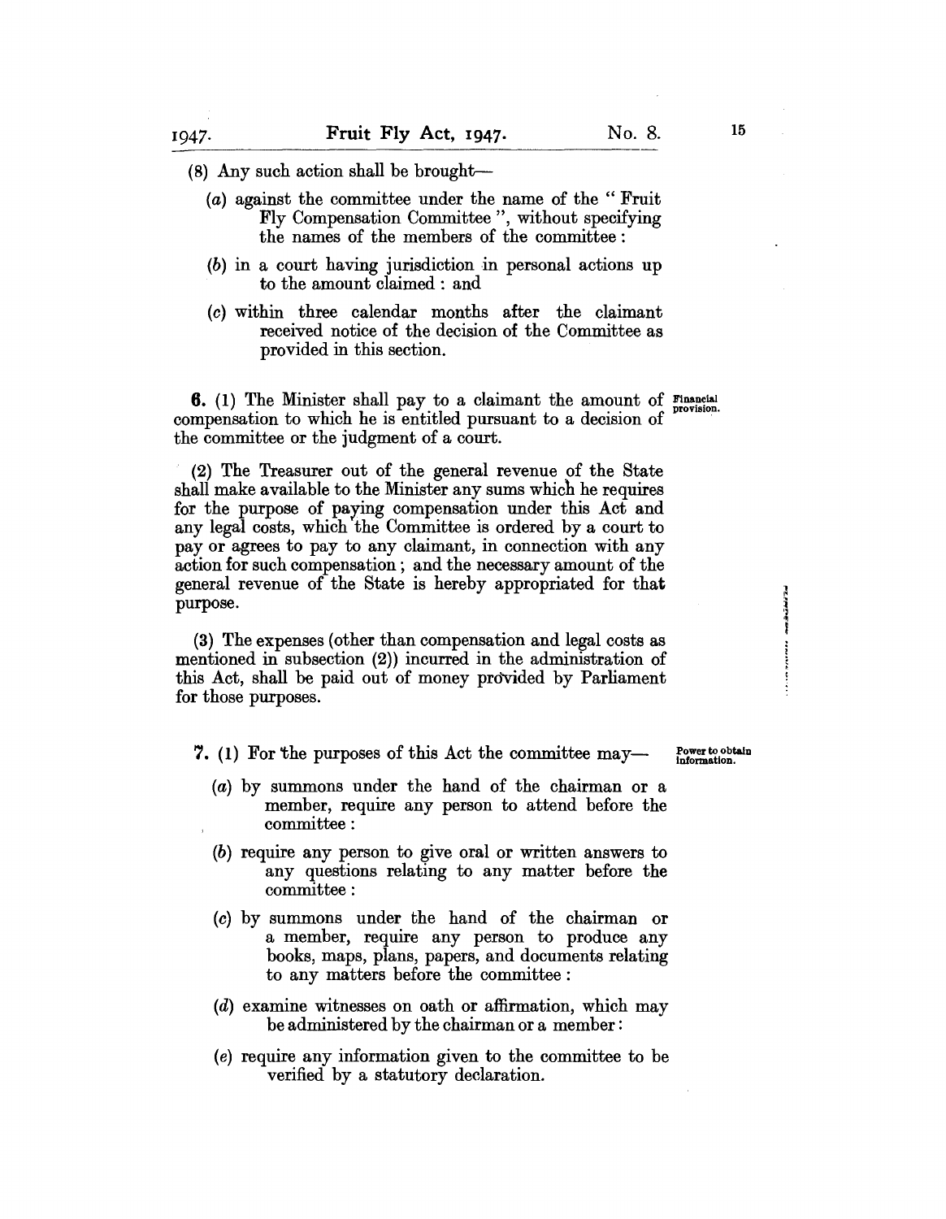(8) Any such action shall be brought—

(*a*) against the committee under the name of the " Fruit Fly Compensation Committee ", without specifying the names of the members of the committee :

(*b*) in a court having jurisdiction in personal actions up to the amount claimed : and

(*c*) within three calendar months after the claimant received notice of the decision of the Committee as provided in this section.

**Financial provision.**

**6.** (1) The Minister shall pay to a claimant the amount of compensation to which he is entitled pursuant to a decision of the committee or the judgment of a court.

(2) The Treasurer out of the general revenue of the State shall make available to the Minister any sums which he requires for the purpose of paying compensation under this Act and any legal costs, which the Committee is ordered by a court to pay or agrees to pay to any claimant, in connection with any action for such compensation ; and the necessary amount of the general revenue of the State is hereby appropriated for that purpose.

(3) The expenses (other than compensation and legal costs as mentioned in subsection (2)) incurred in the administration of this Act, shall be paid out of money provided by Parliament for those purposes.

**Power to obtain information.**

**7.** (1) For the purposes of this Act the committee may—

(*a*) by summons under the hand of the chairman or a member, require any person to attend before the committee :

(*b*) require any person to give oral or written answers to any questions relating to any matter before the committee :

(*c*) by summons under the hand of the chairman or a member, require any person to produce any books, maps, plans, papers, and documents relating to any matters before the committee :

(*d*) examine witnesses on oath or affirmation, which may be administered by the chairman or a member :

(*e*) require any information given to the committee to be verified by a statutory declaration.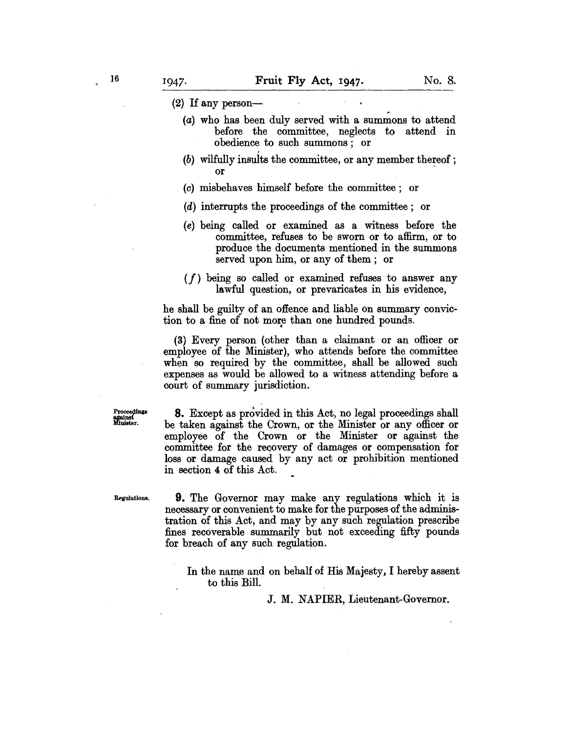(2) If any person—

(*a*) who has been duly served with a summons to attend before the committee, neglects to attend in obedience to such summons; or

(*b*) wilfully insults the committee, or any member thereof; or

(*c*) misbehaves himself before the committee; or

(*d*) interrupts the proceedings of the committee; or

(*e*) being called or examined as a witness before the committee, refuses to be sworn or to affirm, or to produce the documents mentioned in the summons served upon him, or any of them; or

(*f*) being so called or examined refuses to answer any lawful question, or prevaricates in his evidence,

he shall be guilty of an offence and liable on summary conviction to a fine of not more than one hundred pounds.

(3) Every person (other than a claimant or an officer or employee of the Minister), who attends before the committee when so required by the committee, shall be allowed such expenses as would be allowed to a witness attending before a court of summary jurisdiction.

Proceedings against Minister.

**8.** Except as provided in this Act, no legal proceedings shall be taken against the Crown, or the Minister or any officer or employee of the Crown or the Minister or against the committee for the recovery of damages or compensation for loss or damage caused by any act or prohibition mentioned in section 4 of this Act.

Regulations.

**9.** The Governor may make any regulations which it is necessary or convenient to make for the purposes of the administration of this Act, and may by any such regulation prescribe fines recoverable summarily but not exceeding fifty pounds for breach of any such regulation.

In the name and on behalf of His Majesty, I hereby assent to this Bill.

J. M. NAPIER, Lieutenant-Governor.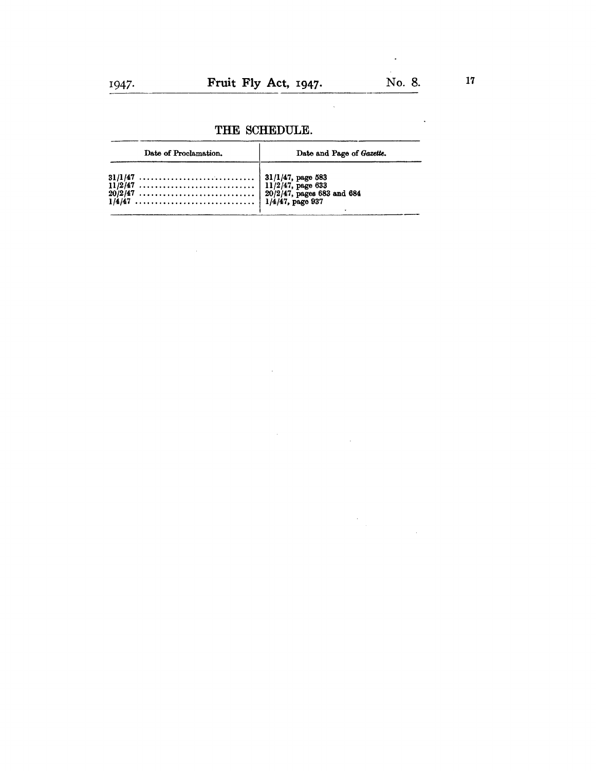## THE SCHEDULE.

| Date of Proclamation. | Date and Page of *Gazette*. |
|---|---|
| 31/1/47 | 31/1/47, page 583 |
| 11/2/47 | 11/2/47, page 633 |
| 20/2/47 | 20/2/47, pages 683 and 684 |
| 1/4/47 | 1/4/47, page 937 |